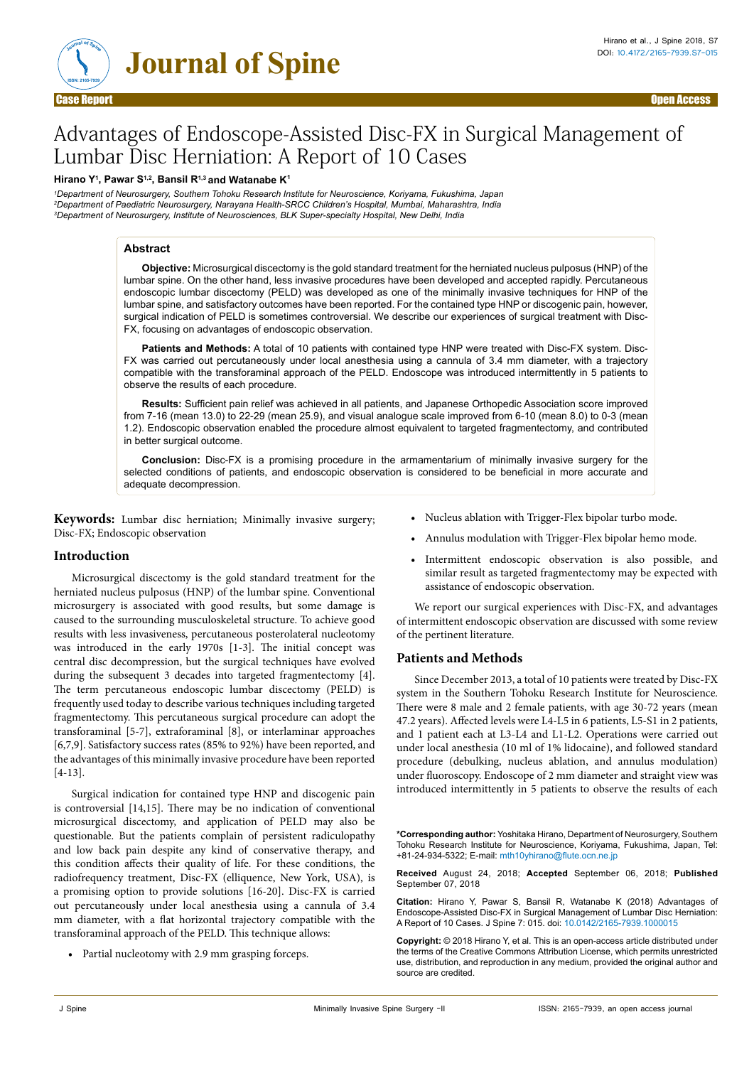Case Report | Open Access

# Advantages of Endoscope-Assisted Disc-FX in Surgical Management of Lumbar Disc Herniation: A Report of 10 Cases

**Hirano Y[1], Pawar S[1,2], Bansil R[1,3] and Watanabe K[1]**

[1]Department of Neurosurgery, Southern Tohoku Research Institute for Neuroscience, Koriyama, Fukushima, Japan
[2]Department of Paediatric Neurosurgery, Narayana Health-SRCC Children's Hospital, Mumbai, Maharashtra, India
[3]Department of Neurosurgery, Institute of Neurosciences, BLK Super-specialty Hospital, New Delhi, India

## Abstract

**Objective:** Microsurgical discectomy is the gold standard treatment for the herniated nucleus pulposus (HNP) of the lumbar spine. On the other hand, less invasive procedures have been developed and accepted rapidly. Percutaneous endoscopic lumbar discectomy (PELD) was developed as one of the minimally invasive techniques for HNP of the lumbar spine, and satisfactory outcomes have been reported. For the contained type HNP or discogenic pain, however, surgical indication of PELD is sometimes controversial. We describe our experiences of surgical treatment with Disc-FX, focusing on advantages of endoscopic observation.

**Patients and Methods:** A total of 10 patients with contained type HNP were treated with Disc-FX system. Disc-FX was carried out percutaneously under local anesthesia using a cannula of 3.4 mm diameter, with a trajectory compatible with the transforaminal approach of the PELD. Endoscope was introduced intermittently in 5 patients to observe the results of each procedure.

**Results:** Sufficient pain relief was achieved in all patients, and Japanese Orthopedic Association score improved from 7-16 (mean 13.0) to 22-29 (mean 25.9), and visual analogue scale improved from 6-10 (mean 8.0) to 0-3 (mean 1.2). Endoscopic observation enabled the procedure almost equivalent to targeted fragmentectomy, and contributed in better surgical outcome.

**Conclusion:** Disc-FX is a promising procedure in the armamentarium of minimally invasive surgery for the selected conditions of patients, and endoscopic observation is considered to be beneficial in more accurate and adequate decompression.

**Keywords:** Lumbar disc herniation; Minimally invasive surgery; Disc-FX; Endoscopic observation

## Introduction

Microsurgical discectomy is the gold standard treatment for the herniated nucleus pulposus (HNP) of the lumbar spine. Conventional microsurgery is associated with good results, but some damage is caused to the surrounding musculoskeletal structure. To achieve good results with less invasiveness, percutaneous posterolateral nucleotomy was introduced in the early 1970s [1-3]. The initial concept was central disc decompression, but the surgical techniques have evolved during the subsequent 3 decades into targeted fragmentectomy [4]. The term percutaneous endoscopic lumbar discectomy (PELD) is frequently used today to describe various techniques including targeted fragmentectomy. This percutaneous surgical procedure can adopt the transforaminal [5-7], extraforaminal [8], or interlaminar approaches [6,7,9]. Satisfactory success rates (85% to 92%) have been reported, and the advantages of this minimally invasive procedure have been reported [4-13].

Surgical indication for contained type HNP and discogenic pain is controversial [14,15]. There may be no indication of conventional microsurgical discectomy, and application of PELD may also be questionable. But the patients complain of persistent radiculopathy and low back pain despite any kind of conservative therapy, and this condition affects their quality of life. For these conditions, the radiofrequency treatment, Disc-FX (elliquence, New York, USA), is a promising option to provide solutions [16-20]. Disc-FX is carried out percutaneously under local anesthesia using a cannula of 3.4 mm diameter, with a flat horizontal trajectory compatible with the transforaminal approach of the PELD. This technique allows:

- Partial nucleotomy with 2.9 mm grasping forceps.
- Nucleus ablation with Trigger-Flex bipolar turbo mode.
- Annulus modulation with Trigger-Flex bipolar hemo mode.
- Intermittent endoscopic observation is also possible, and similar result as targeted fragmentectomy may be expected with assistance of endoscopic observation.

We report our surgical experiences with Disc-FX, and advantages of intermittent endoscopic observation are discussed with some review of the pertinent literature.

## Patients and Methods

Since December 2013, a total of 10 patients were treated by Disc-FX system in the Southern Tohoku Research Institute for Neuroscience. There were 8 male and 2 female patients, with age 30-72 years (mean 47.2 years). Affected levels were L4-L5 in 6 patients, L5-S1 in 2 patients, and 1 patient each at L3-L4 and L1-L2. Operations were carried out under local anesthesia (10 ml of 1% lidocaine), and followed standard procedure (debulking, nucleus ablation, and annulus modulation) under fluoroscopy. Endoscope of 2 mm diameter and straight view was introduced intermittently in 5 patients to observe the results of each

**\*Corresponding author:** Yoshitaka Hirano, Department of Neurosurgery, Southern Tohoku Research Institute for Neuroscience, Koriyama, Fukushima, Japan, Tel: +81-24-934-5322; E-mail: mth10yhirano@flute.ocn.ne.jp

**Received** August 24, 2018; **Accepted** September 06, 2018; **Published** September 07, 2018

**Citation:** Hirano Y, Pawar S, Bansil R, Watanabe K (2018) Advantages of Endoscope-Assisted Disc-FX in Surgical Management of Lumbar Disc Herniation: A Report of 10 Cases. J Spine 7: 015. doi: 10.0142/2165-7939.1000015

**Copyright:** © 2018 Hirano Y, et al. This is an open-access article distributed under the terms of the Creative Commons Attribution License, which permits unrestricted use, distribution, and reproduction in any medium, provided the original author and source are credited.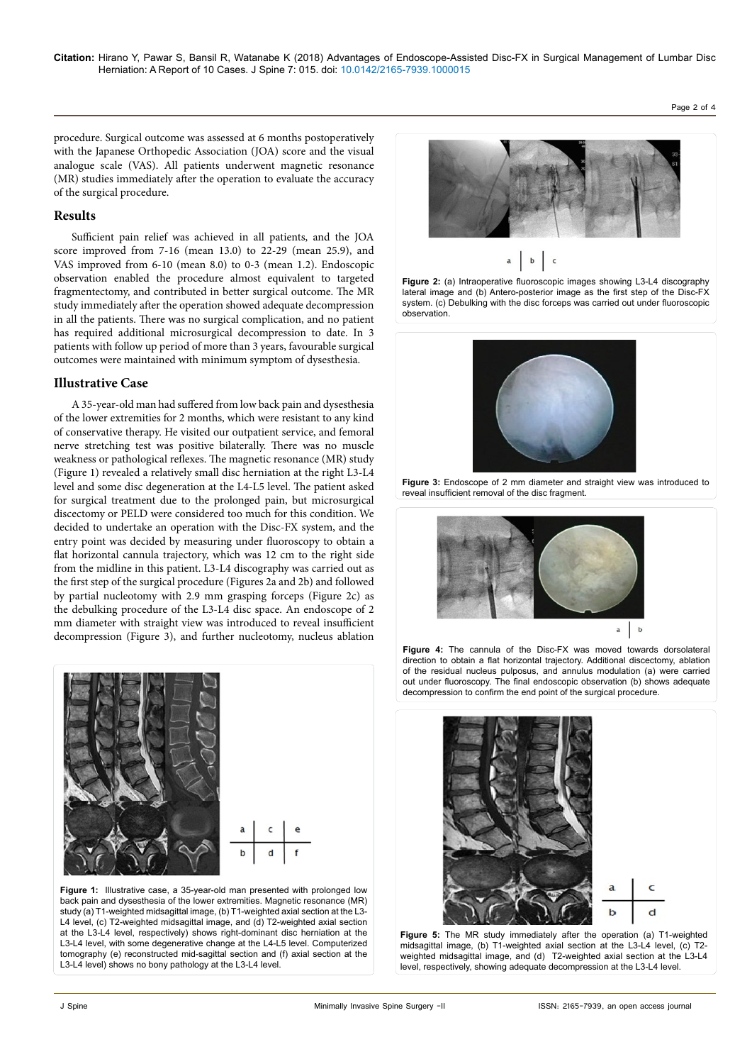procedure. Surgical outcome was assessed at 6 months postoperatively with the Japanese Orthopedic Association (JOA) score and the visual analogue scale (VAS). All patients underwent magnetic resonance (MR) studies immediately after the operation to evaluate the accuracy of the surgical procedure.

## Results

Sufficient pain relief was achieved in all patients, and the JOA score improved from 7-16 (mean 13.0) to 22-29 (mean 25.9), and VAS improved from 6-10 (mean 8.0) to 0-3 (mean 1.2). Endoscopic observation enabled the procedure almost equivalent to targeted fragmentectomy, and contributed in better surgical outcome. The MR study immediately after the operation showed adequate decompression in all the patients. There was no surgical complication, and no patient has required additional microsurgical decompression to date. In 3 patients with follow up period of more than 3 years, favourable surgical outcomes were maintained with minimum symptom of dysesthesia.

## Illustrative Case

A 35-year-old man had suffered from low back pain and dysesthesia of the lower extremities for 2 months, which were resistant to any kind of conservative therapy. He visited our outpatient service, and femoral nerve stretching test was positive bilaterally. There was no muscle weakness or pathological reflexes. The magnetic resonance (MR) study (Figure 1) revealed a relatively small disc herniation at the right L3-L4 level and some disc degeneration at the L4-L5 level. The patient asked for surgical treatment due to the prolonged pain, but microsurgical discectomy or PELD were considered too much for this condition. We decided to undertake an operation with the Disc-FX system, and the entry point was decided by measuring under fluoroscopy to obtain a flat horizontal cannula trajectory, which was 12 cm to the right side from the midline in this patient. L3-L4 discography was carried out as the first step of the surgical procedure (Figures 2a and 2b) and followed by partial nucleotomy with 2.9 mm grasping forceps (Figure 2c) as the debulking procedure of the L3-L4 disc space. An endoscope of 2 mm diameter with straight view was introduced to reveal insufficient decompression (Figure 3), and further nucleotomy, nucleus ablation

**Figure 1:** Illustrative case, a 35-year-old man presented with prolonged low back pain and dysesthesia of the lower extremities. Magnetic resonance (MR) study (a) T1-weighted midsagittal image, (b) T1-weighted axial section at the L3-L4 level, (c) T2-weighted midsagittal image, and (d) T2-weighted axial section at the L3-L4 level, respectively) shows right-dominant disc herniation at the L3-L4 level, with some degenerative change at the L4-L5 level. Computerized tomography (e) reconstructed mid-sagittal section and (f) axial section at the L3-L4 level) shows no bony pathology at the L3-L4 level.

**Figure 2:** (a) Intraoperative fluoroscopic images showing L3-L4 discography lateral image and (b) Antero-posterior image as the first step of the Disc-FX system. (c) Debulking with the disc forceps was carried out under fluoroscopic observation.

**Figure 3:** Endoscope of 2 mm diameter and straight view was introduced to reveal insufficient removal of the disc fragment.

**Figure 4:** The cannula of the Disc-FX was moved towards dorsolateral direction to obtain a flat horizontal trajectory. Additional discectomy, ablation of the residual nucleus pulposus, and annulus modulation (a) were carried out under fluoroscopy. The final endoscopic observation (b) shows adequate decompression to confirm the end point of the surgical procedure.

**Figure 5:** The MR study immediately after the operation (a) T1-weighted midsagittal image, (b) T1-weighted axial section at the L3-L4 level, (c) T2-weighted midsagittal image, and (d) T2-weighted axial section at the L3-L4 level, respectively, showing adequate decompression at the L3-L4 level.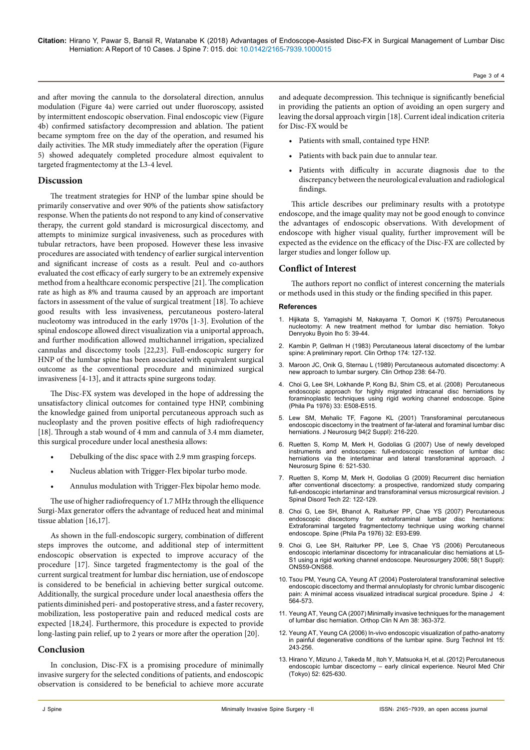and after moving the cannula to the dorsolateral direction, annulus modulation (Figure 4a) were carried out under fluoroscopy, assisted by intermittent endoscopic observation. Final endoscopic view (Figure 4b) confirmed satisfactory decompression and ablation. The patient became symptom free on the day of the operation, and resumed his daily activities. The MR study immediately after the operation (Figure 5) showed adequately completed procedure almost equivalent to targeted fragmentectomy at the L3-4 level.

## Discussion

The treatment strategies for HNP of the lumbar spine should be primarily conservative and over 90% of the patients show satisfactory response. When the patients do not respond to any kind of conservative therapy, the current gold standard is microsurgical discectomy, and attempts to minimize surgical invasiveness, such as procedures with tubular retractors, have been proposed. However these less invasive procedures are associated with tendency of earlier surgical intervention and significant increase of costs as a result. Peul and co-authors evaluated the cost efficacy of early surgery to be an extremely expensive method from a healthcare economic perspective [21]. The complication rate as high as 8% and trauma caused by an approach are important factors in assessment of the value of surgical treatment [18]. To achieve good results with less invasiveness, percutaneous postero-lateral nucleotomy was introduced in the early 1970s [1-3]. Evolution of the spinal endoscope allowed direct visualization via a uniportal approach, and further modification allowed multichannel irrigation, specialized cannulas and discectomy tools [22,23]. Full-endoscopic surgery for HNP of the lumbar spine has been associated with equivalent surgical outcome as the conventional procedure and minimized surgical invasiveness [4-13], and it attracts spine surgeons today.

The Disc-FX system was developed in the hope of addressing the unsatisfactory clinical outcomes for contained type HNP, combining the knowledge gained from uniportal percutaneous approach such as nucleoplasty and the proven positive effects of high radiofrequency [18]. Through a stab wound of 4 mm and cannula of 3.4 mm diameter, this surgical procedure under local anesthesia allows:

- Debulking of the disc space with 2.9 mm grasping forceps.
- Nucleus ablation with Trigger-Flex bipolar turbo mode.
- Annulus modulation with Trigger-Flex bipolar hemo mode.

The use of higher radiofrequency of 1.7 MHz through the elliquence Surgi-Max generator offers the advantage of reduced heat and minimal tissue ablation [16,17].

As shown in the full-endoscopic surgery, combination of different steps improves the outcome, and additional step of intermittent endoscopic observation is expected to improve accuracy of the procedure [17]. Since targeted fragmentectomy is the goal of the current surgical treatment for lumbar disc herniation, use of endoscope is considered to be beneficial in achieving better surgical outcome. Additionally, the surgical procedure under local anaesthesia offers the patients diminished peri- and postoperative stress, and a faster recovery, mobilization, less postoperative pain and reduced medical costs are expected [18,24]. Furthermore, this procedure is expected to provide long-lasting pain relief, up to 2 years or more after the operation [20].

## Conclusion

In conclusion, Disc-FX is a promising procedure of minimally invasive surgery for the selected conditions of patients, and endoscopic observation is considered to be beneficial to achieve more accurate and adequate decompression. This technique is significantly beneficial in providing the patients an option of avoiding an open surgery and leaving the dorsal approach virgin [18]. Current ideal indication criteria for Disc-FX would be

- Patients with small, contained type HNP.
- Patients with back pain due to annular tear.
- Patients with difficulty in accurate diagnosis due to the discrepancy between the neurological evaluation and radiological findings.

This article describes our preliminary results with a prototype endoscope, and the image quality may not be good enough to convince the advantages of endoscopic observations. With development of endoscope with higher visual quality, further improvement will be expected as the evidence on the efficacy of the Disc-FX are collected by larger studies and longer follow up.

## Conflict of Interest

The authors report no conflict of interest concerning the materials or methods used in this study or the finding specified in this paper.

### References

1. Hijikata S, Yamagishi M, Nakayama T, Oomori K (1975) Percutaneous nucleotomy: A new treatment method for lumbar disc herniation. Tokyo Denryoku Byoin Iho 5: 39-44.
2. Kambin P, Gellman H (1983) Percutaneous lateral discectomy of the lumbar spine: A preliminary report. Clin Orthop 174: 127-132.
3. Maroon JC, Onik G, Sternau L (1989) Percutaneous automated discectomy: A new approach to lumbar surgery. Clin Orthop 238: 64-70.
4. Choi G, Lee SH, Lokhande P, Kong BJ, Shim CS, et al. (2008) Percutaneous endoscopic approach for highly migrated intracanal disc herniations by foraminoplastic techniques using rigid working channel endoscope. Spine (Phila Pa 1976) 33: E508-E515.
5. Lew SM, Mehalic TF, Fagone KL (2001) Transforaminal percutaneous endoscopic discectomy in the treatment of far-lateral and foraminal lumbar disc herniations. J Neurosurg 94(2 Suppl): 216-220.
6. Ruetten S, Komp M, Merk H, Godolias G (2007) Use of newly developed instruments and endoscopes: full-endoscopic resection of lumbar disc herniations via the interlaminar and lateral transforaminal approach. J Neurosurg Spine 6: 521-530.
7. Ruetten S, Komp M, Merk H, Godolias G (2009) Recurrent disc herniation after conventional discectomy: a prospective, randomized study comparing full-endoscopic interlaminar and transforaminal versus microsurgical revision. J Spinal Disord Tech 22: 122-129.
8. Choi G, Lee SH, Bhanot A, Raiturker PP, Chae YS (2007) Percutaneous endoscopic discectomy for extraforaminal lumbar disc herniations: Extraforaminal targeted fragmentectomy technique using working channel endoscope. Spine (Phila Pa 1976) 32: E93-E99.
9. Choi G, Lee SH, Raiturker PP, Lee S, Chae YS (2006) Percutaneous endoscopic interlaminar discectomy for intracanalicular disc herniations at L5-S1 using a rigid working channel endoscope. Neurosurgery 2006; 58(1 Suppl): ONS59-ONS68.
10. Tsou PM, Yeung CA, Yeung AT (2004) Posterolateral transforaminal selective endoscopic discectomy and thermal annuloplasty for chronic lumbar discogenic pain: A minimal access visualized intradiscal surgical procedure. Spine J 4: 564-573.
11. Yeung AT, Yeung CA (2007) Minimally invasive techniques for the management of lumbar disc herniation. Orthop Clin N Am 38: 363-372.
12. Yeung AT, Yeung CA (2006) In-vivo endoscopic visualization of patho-anatomy in painful degenerative conditions of the lumbar spine. Surg Technol Int 15: 243-256.
13. Hirano Y, Mizuno J, Takeda M , Itoh Y, Matsuoka H, et al. (2012) Percutaneous endoscopic lumbar discectomy – early clinical experience. Neurol Med Chir (Tokyo) 52: 625-630.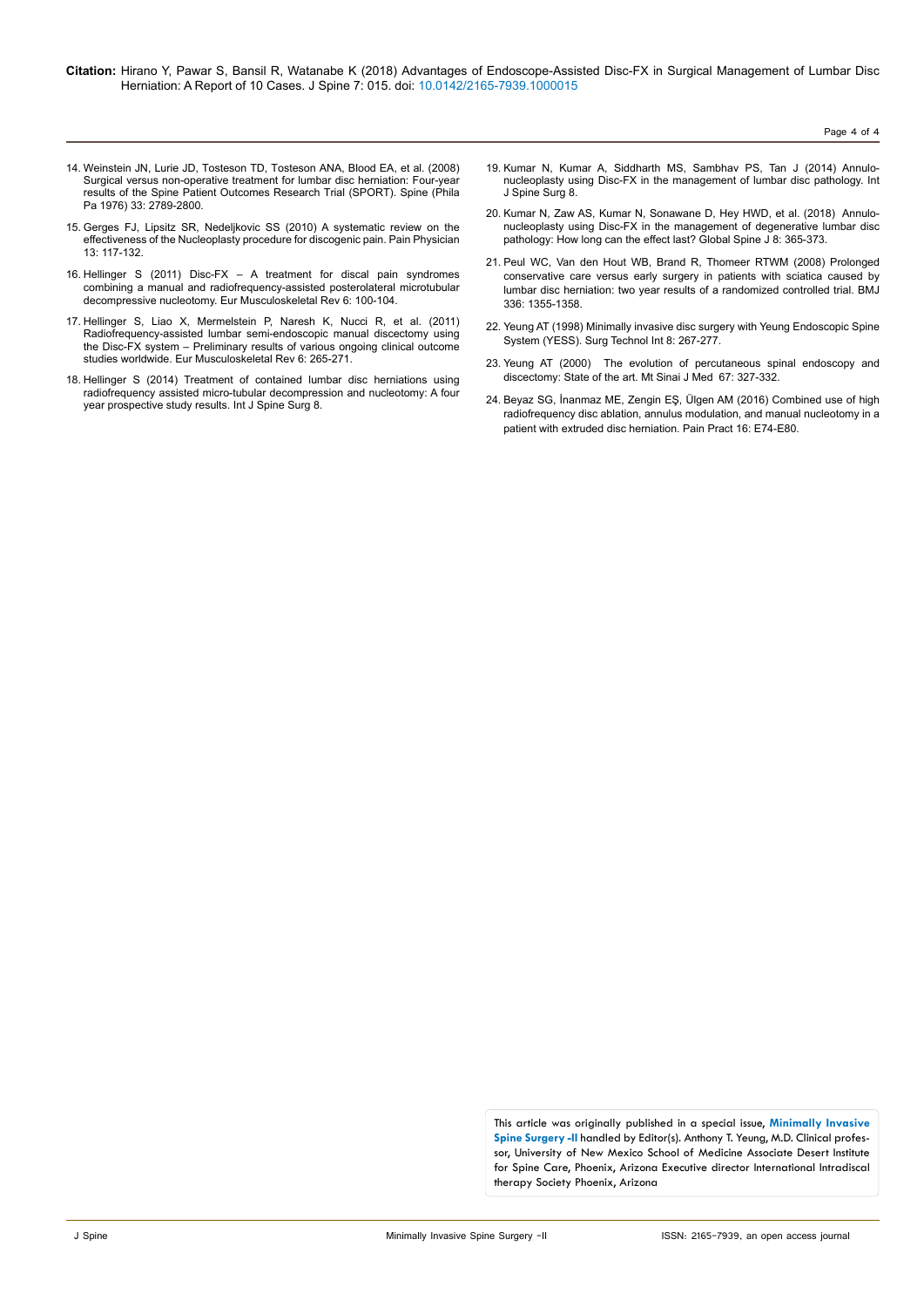14. Weinstein JN, Lurie JD, Tosteson TD, Tosteson ANA, Blood EA, et al. (2008) Surgical versus non-operative treatment for lumbar disc herniation: Four-year results of the Spine Patient Outcomes Research Trial (SPORT). Spine (Phila Pa 1976) 33: 2789-2800.

15. Gerges FJ, Lipsitz SR, Nedeljkovic SS (2010) A systematic review on the effectiveness of the Nucleoplasty procedure for discogenic pain. Pain Physician 13: 117-132.

16. Hellinger S (2011) Disc-FX – A treatment for discal pain syndromes combining a manual and radiofrequency-assisted posterolateral microtubular decompressive nucleotomy. Eur Musculoskeletal Rev 6: 100-104.

17. Hellinger S, Liao X, Mermelstein P, Naresh K, Nucci R, et al. (2011) Radiofrequency-assisted lumbar semi-endoscopic manual discectomy using the Disc-FX system – Preliminary results of various ongoing clinical outcome studies worldwide. Eur Musculoskeletal Rev 6: 265-271.

18. Hellinger S (2014) Treatment of contained lumbar disc herniations using radiofrequency assisted micro-tubular decompression and nucleotomy: A four year prospective study results. Int J Spine Surg 8.

19. Kumar N, Kumar A, Siddharth MS, Sambhav PS, Tan J (2014) Annulo-nucleoplasty using Disc-FX in the management of lumbar disc pathology. Int J Spine Surg 8.

20. Kumar N, Zaw AS, Kumar N, Sonawane D, Hey HWD, et al. (2018) Annulo-nucleoplasty using Disc-FX in the management of degenerative lumbar disc pathology: How long can the effect last? Global Spine J 8: 365-373.

21. Peul WC, Van den Hout WB, Brand R, Thomeer RTWM (2008) Prolonged conservative care versus early surgery in patients with sciatica caused by lumbar disc herniation: two year results of a randomized controlled trial. BMJ 336: 1355-1358.

22. Yeung AT (1998) Minimally invasive disc surgery with Yeung Endoscopic Spine System (YESS). Surg Technol Int 8: 267-277.

23. Yeung AT (2000) The evolution of percutaneous spinal endoscopy and discectomy: State of the art. Mt Sinai J Med 67: 327-332.

24. Beyaz SG, İnanmaz ME, Zengin EŞ, Ülgen AM (2016) Combined use of high radiofrequency disc ablation, annulus modulation, and manual nucleotomy in a patient with extruded disc herniation. Pain Pract 16: E74-E80.

This article was originally published in a special issue, **Minimally Invasive Spine Surgery -II** handled by Editor(s). Anthony T. Yeung, M.D. Clinical professor, University of New Mexico School of Medicine Associate Desert Institute for Spine Care, Phoenix, Arizona Executive director International Intradiscal therapy Society Phoenix, Arizona